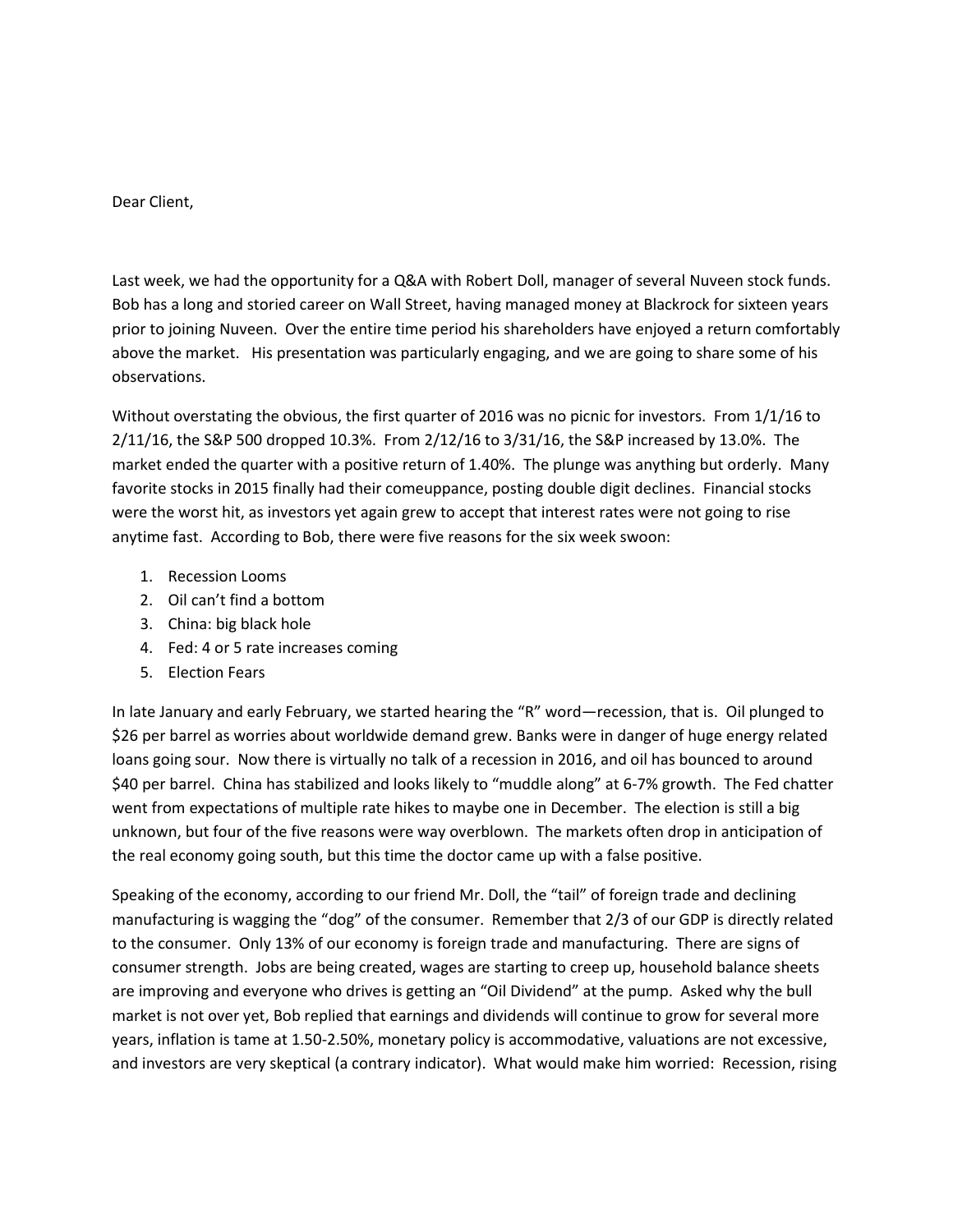Dear Client,

Last week, we had the opportunity for a Q&A with Robert Doll, manager of several Nuveen stock funds. Bob has a long and storied career on Wall Street, having managed money at Blackrock for sixteen years prior to joining Nuveen. Over the entire time period his shareholders have enjoyed a return comfortably above the market. His presentation was particularly engaging, and we are going to share some of his observations.

Without overstating the obvious, the first quarter of 2016 was no picnic for investors. From 1/1/16 to 2/11/16, the S&P 500 dropped 10.3%. From 2/12/16 to 3/31/16, the S&P increased by 13.0%. The market ended the quarter with a positive return of 1.40%. The plunge was anything but orderly. Many favorite stocks in 2015 finally had their comeuppance, posting double digit declines. Financial stocks were the worst hit, as investors yet again grew to accept that interest rates were not going to rise anytime fast. According to Bob, there were five reasons for the six week swoon:

1. Recession Looms
2. Oil can't find a bottom
3. China: big black hole
4. Fed: 4 or 5 rate increases coming
5. Election Fears

In late January and early February, we started hearing the "R" word—recession, that is. Oil plunged to $26 per barrel as worries about worldwide demand grew. Banks were in danger of huge energy related loans going sour. Now there is virtually no talk of a recession in 2016, and oil has bounced to around $40 per barrel. China has stabilized and looks likely to "muddle along" at 6-7% growth. The Fed chatter went from expectations of multiple rate hikes to maybe one in December. The election is still a big unknown, but four of the five reasons were way overblown. The markets often drop in anticipation of the real economy going south, but this time the doctor came up with a false positive.

Speaking of the economy, according to our friend Mr. Doll, the "tail" of foreign trade and declining manufacturing is wagging the "dog" of the consumer. Remember that 2/3 of our GDP is directly related to the consumer. Only 13% of our economy is foreign trade and manufacturing. There are signs of consumer strength. Jobs are being created, wages are starting to creep up, household balance sheets are improving and everyone who drives is getting an "Oil Dividend" at the pump. Asked why the bull market is not over yet, Bob replied that earnings and dividends will continue to grow for several more years, inflation is tame at 1.50-2.50%, monetary policy is accommodative, valuations are not excessive, and investors are very skeptical (a contrary indicator). What would make him worried: Recession, rising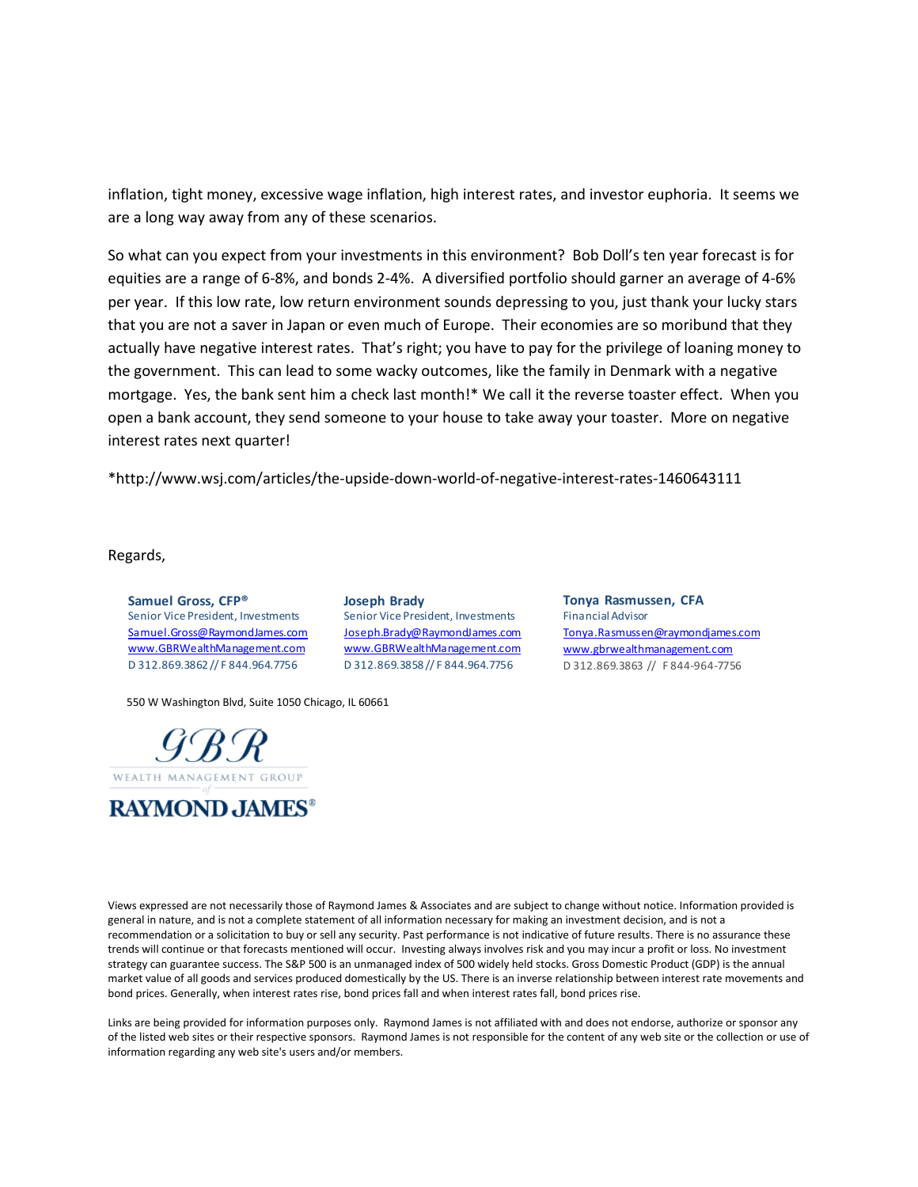inflation, tight money, excessive wage inflation, high interest rates, and investor euphoria. It seems we are a long way away from any of these scenarios.

So what can you expect from your investments in this environment? Bob Doll's ten year forecast is for equities are a range of 6-8%, and bonds 2-4%. A diversified portfolio should garner an average of 4-6% per year. If this low rate, low return environment sounds depressing to you, just thank your lucky stars that you are not a saver in Japan or even much of Europe. Their economies are so moribund that they actually have negative interest rates. That's right; you have to pay for the privilege of loaning money to the government. This can lead to some wacky outcomes, like the family in Denmark with a negative mortgage. Yes, the bank sent him a check last month!* We call it the reverse toaster effect. When you open a bank account, they send someone to your house to take away your toaster. More on negative interest rates next quarter!

*http://www.wsj.com/articles/the-upside-down-world-of-negative-interest-rates-1460643111

Regards,

**Samuel Gross, CFP®**
Senior Vice President, Investments
Samuel.Gross@RaymondJames.com
www.GBRWealthManagement.com
D 312.869.3862 // F 844.964.7756

**Joseph Brady**
Senior Vice President, Investments
Joseph.Brady@RaymondJames.com
www.GBRWealthManagement.com
D 312.869.3858 // F 844.964.7756

**Tonya Rasmussen, CFA**
Financial Advisor
Tonya.Rasmussen@raymondjames.com
www.gbrwealthmanagement.com
D 312.869.3863 // F 844-964-7756

550 W Washington Blvd, Suite 1050 Chicago, IL 60661

GBR
WEALTH MANAGEMENT GROUP
of
RAYMOND JAMES®

Views expressed are not necessarily those of Raymond James & Associates and are subject to change without notice. Information provided is general in nature, and is not a complete statement of all information necessary for making an investment decision, and is not a recommendation or a solicitation to buy or sell any security. Past performance is not indicative of future results. There is no assurance these trends will continue or that forecasts mentioned will occur. Investing always involves risk and you may incur a profit or loss. No investment strategy can guarantee success. The S&P 500 is an unmanaged index of 500 widely held stocks. Gross Domestic Product (GDP) is the annual market value of all goods and services produced domestically by the US. There is an inverse relationship between interest rate movements and bond prices. Generally, when interest rates rise, bond prices fall and when interest rates fall, bond prices rise.

Links are being provided for information purposes only. Raymond James is not affiliated with and does not endorse, authorize or sponsor any of the listed web sites or their respective sponsors. Raymond James is not responsible for the content of any web site or the collection or use of information regarding any web site's users and/or members.